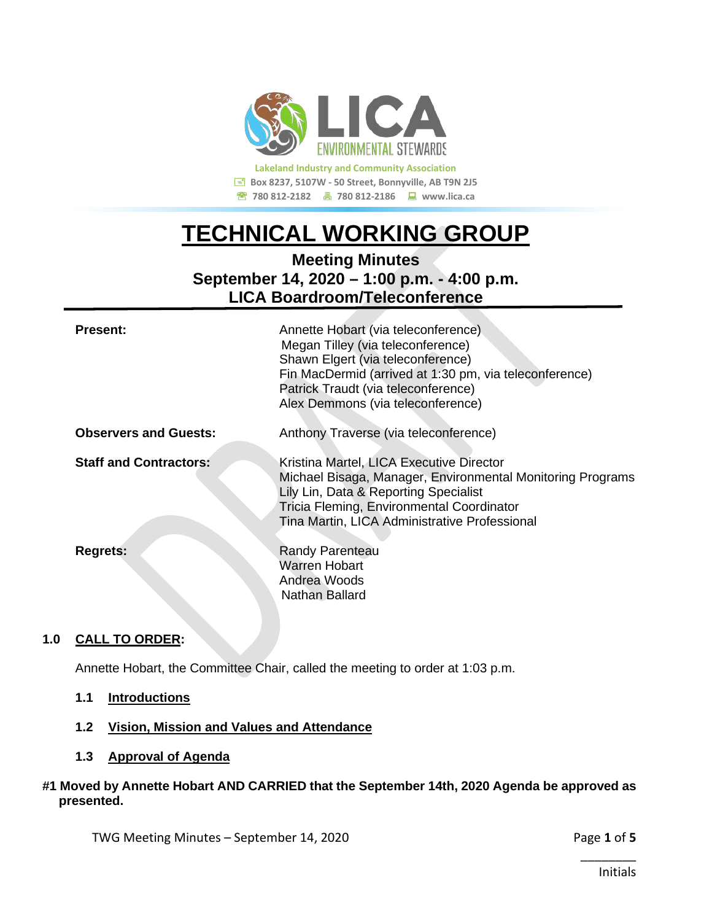Lakeland Industry and Community Association
Box 8237, 5107W - 50 Street, Bonnyville, AB T9N 2J5
780 812-2182 780 812-2186 www.lica.ca

# TECHNICAL WORKING GROUP

## Meeting Minutes
## September 14, 2020 – 1:00 p.m. - 4:00 p.m.
## LICA Boardroom/Teleconference

| | |
|---|---|
| **Present:** | Annette Hobart (via teleconference)<br>Megan Tilley (via teleconference)<br>Shawn Elgert (via teleconference)<br>Fin MacDermid (arrived at 1:30 pm, via teleconference)<br>Patrick Traudt (via teleconference)<br>Alex Demmons (via teleconference) |
| **Observers and Guests:** | Anthony Traverse (via teleconference) |
| **Staff and Contractors:** | Kristina Martel, LICA Executive Director<br>Michael Bisaga, Manager, Environmental Monitoring Programs<br>Lily Lin, Data & Reporting Specialist<br>Tricia Fleming, Environmental Coordinator<br>Tina Martin, LICA Administrative Professional |
| **Regrets:** | Randy Parenteau<br>Warren Hobart<br>Andrea Woods<br>Nathan Ballard |

### 1.0 CALL TO ORDER:

Annette Hobart, the Committee Chair, called the meeting to order at 1:03 p.m.

#### 1.1 Introductions

#### 1.2 Vision, Mission and Values and Attendance

#### 1.3 Approval of Agenda

**#1 Moved by Annette Hobart AND CARRIED that the September 14th, 2020 Agenda be approved as presented.**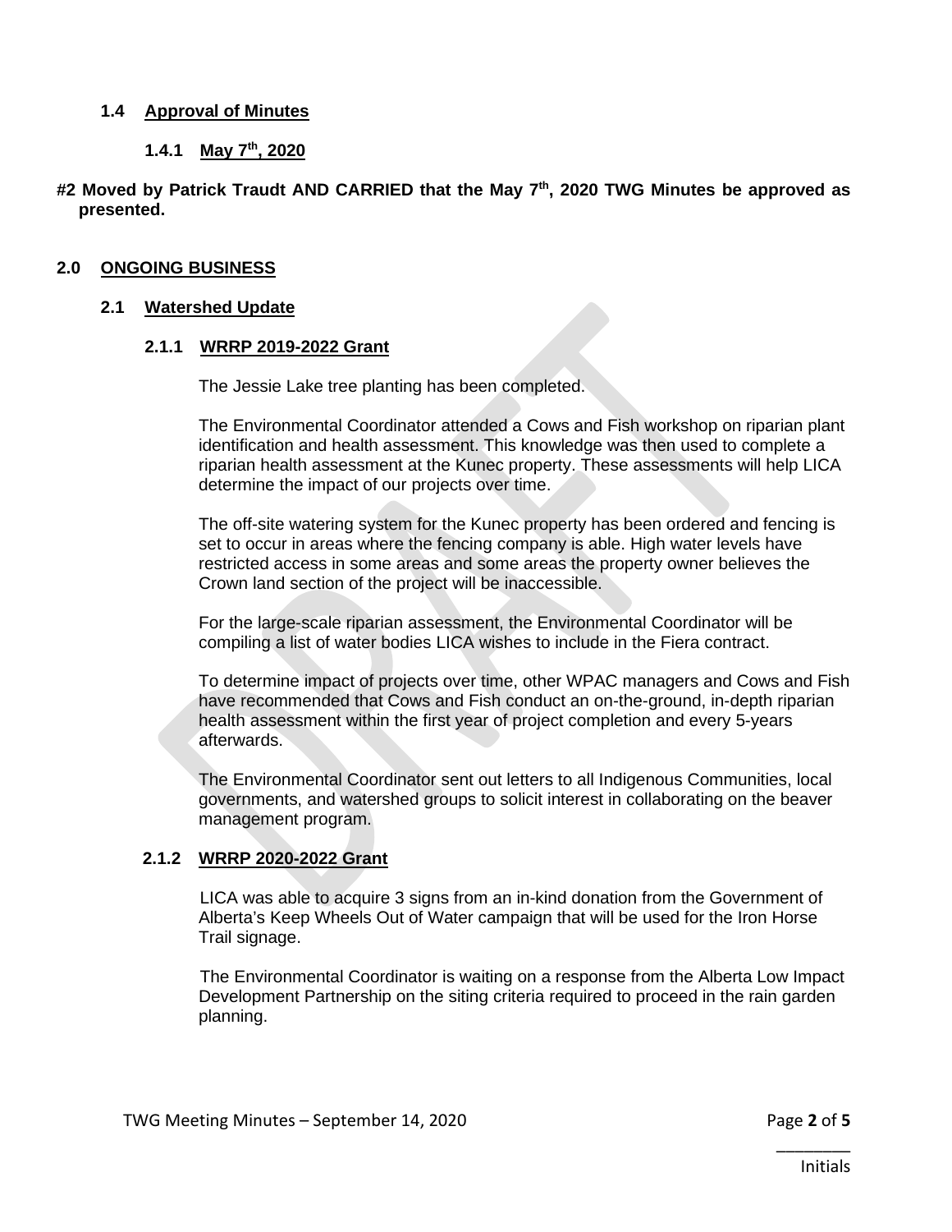### 1.4 Approval of Minutes

#### 1.4.1 May 7th, 2020

**#2 Moved by Patrick Traudt AND CARRIED that the May 7th, 2020 TWG Minutes be approved as presented.**

## 2.0 ONGOING BUSINESS

### 2.1 Watershed Update

#### 2.1.1 WRRP 2019-2022 Grant

The Jessie Lake tree planting has been completed.

The Environmental Coordinator attended a Cows and Fish workshop on riparian plant identification and health assessment. This knowledge was then used to complete a riparian health assessment at the Kunec property. These assessments will help LICA determine the impact of our projects over time.

The off-site watering system for the Kunec property has been ordered and fencing is set to occur in areas where the fencing company is able. High water levels have restricted access in some areas and some areas the property owner believes the Crown land section of the project will be inaccessible.

For the large-scale riparian assessment, the Environmental Coordinator will be compiling a list of water bodies LICA wishes to include in the Fiera contract.

To determine impact of projects over time, other WPAC managers and Cows and Fish have recommended that Cows and Fish conduct an on-the-ground, in-depth riparian health assessment within the first year of project completion and every 5-years afterwards.

The Environmental Coordinator sent out letters to all Indigenous Communities, local governments, and watershed groups to solicit interest in collaborating on the beaver management program.

#### 2.1.2 WRRP 2020-2022 Grant

LICA was able to acquire 3 signs from an in-kind donation from the Government of Alberta's Keep Wheels Out of Water campaign that will be used for the Iron Horse Trail signage.

The Environmental Coordinator is waiting on a response from the Alberta Low Impact Development Partnership on the siting criteria required to proceed in the rain garden planning.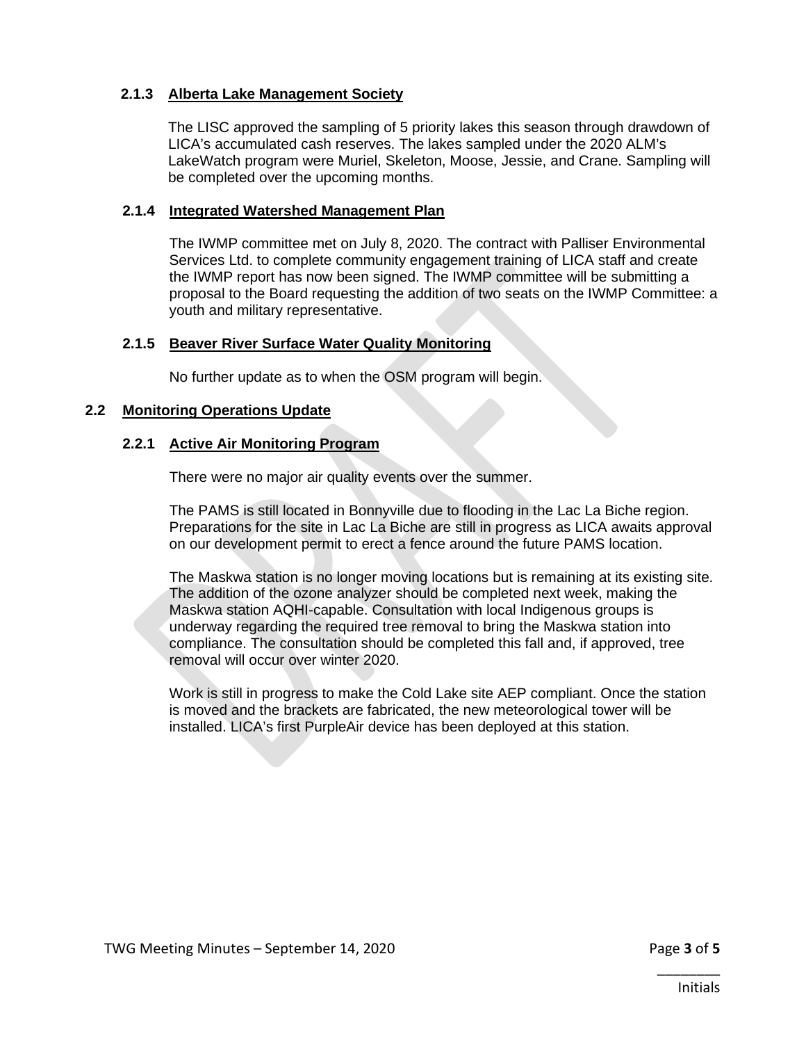#### 2.1.3 Alberta Lake Management Society

The LISC approved the sampling of 5 priority lakes this season through drawdown of LICA's accumulated cash reserves. The lakes sampled under the 2020 ALM's LakeWatch program were Muriel, Skeleton, Moose, Jessie, and Crane. Sampling will be completed over the upcoming months.

#### 2.1.4 Integrated Watershed Management Plan

The IWMP committee met on July 8, 2020. The contract with Palliser Environmental Services Ltd. to complete community engagement training of LICA staff and create the IWMP report has now been signed. The IWMP committee will be submitting a proposal to the Board requesting the addition of two seats on the IWMP Committee: a youth and military representative.

#### 2.1.5 Beaver River Surface Water Quality Monitoring

No further update as to when the OSM program will begin.

### 2.2 Monitoring Operations Update

#### 2.2.1 Active Air Monitoring Program

There were no major air quality events over the summer.

The PAMS is still located in Bonnyville due to flooding in the Lac La Biche region. Preparations for the site in Lac La Biche are still in progress as LICA awaits approval on our development permit to erect a fence around the future PAMS location.

The Maskwa station is no longer moving locations but is remaining at its existing site. The addition of the ozone analyzer should be completed next week, making the Maskwa station AQHI-capable. Consultation with local Indigenous groups is underway regarding the required tree removal to bring the Maskwa station into compliance. The consultation should be completed this fall and, if approved, tree removal will occur over winter 2020.

Work is still in progress to make the Cold Lake site AEP compliant. Once the station is moved and the brackets are fabricated, the new meteorological tower will be installed. LICA's first PurpleAir device has been deployed at this station.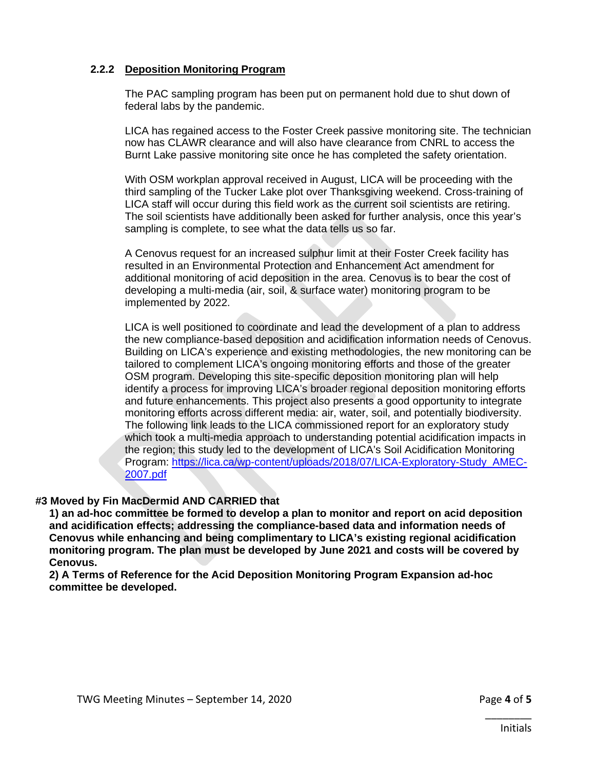### 2.2.2 Deposition Monitoring Program

The PAC sampling program has been put on permanent hold due to shut down of federal labs by the pandemic.

LICA has regained access to the Foster Creek passive monitoring site. The technician now has CLAWR clearance and will also have clearance from CNRL to access the Burnt Lake passive monitoring site once he has completed the safety orientation.

With OSM workplan approval received in August, LICA will be proceeding with the third sampling of the Tucker Lake plot over Thanksgiving weekend. Cross-training of LICA staff will occur during this field work as the current soil scientists are retiring. The soil scientists have additionally been asked for further analysis, once this year's sampling is complete, to see what the data tells us so far.

A Cenovus request for an increased sulphur limit at their Foster Creek facility has resulted in an Environmental Protection and Enhancement Act amendment for additional monitoring of acid deposition in the area. Cenovus is to bear the cost of developing a multi-media (air, soil, & surface water) monitoring program to be implemented by 2022.

LICA is well positioned to coordinate and lead the development of a plan to address the new compliance-based deposition and acidification information needs of Cenovus. Building on LICA's experience and existing methodologies, the new monitoring can be tailored to complement LICA's ongoing monitoring efforts and those of the greater OSM program. Developing this site-specific deposition monitoring plan will help identify a process for improving LICA's broader regional deposition monitoring efforts and future enhancements. This project also presents a good opportunity to integrate monitoring efforts across different media: air, water, soil, and potentially biodiversity. The following link leads to the LICA commissioned report for an exploratory study which took a multi-media approach to understanding potential acidification impacts in the region; this study led to the development of LICA's Soil Acidification Monitoring Program: [https://lica.ca/wp-content/uploads/2018/07/LICA-Exploratory-Study_AMEC-2007.pdf](https://lica.ca/wp-content/uploads/2018/07/LICA-Exploratory-Study_AMEC-2007.pdf)

**#3 Moved by Fin MacDermid AND CARRIED that**

**1) an ad-hoc committee be formed to develop a plan to monitor and report on acid deposition and acidification effects; addressing the compliance-based data and information needs of Cenovus while enhancing and being complimentary to LICA's existing regional acidification monitoring program. The plan must be developed by June 2021 and costs will be covered by Cenovus.**

**2) A Terms of Reference for the Acid Deposition Monitoring Program Expansion ad-hoc committee be developed.**

________
Initials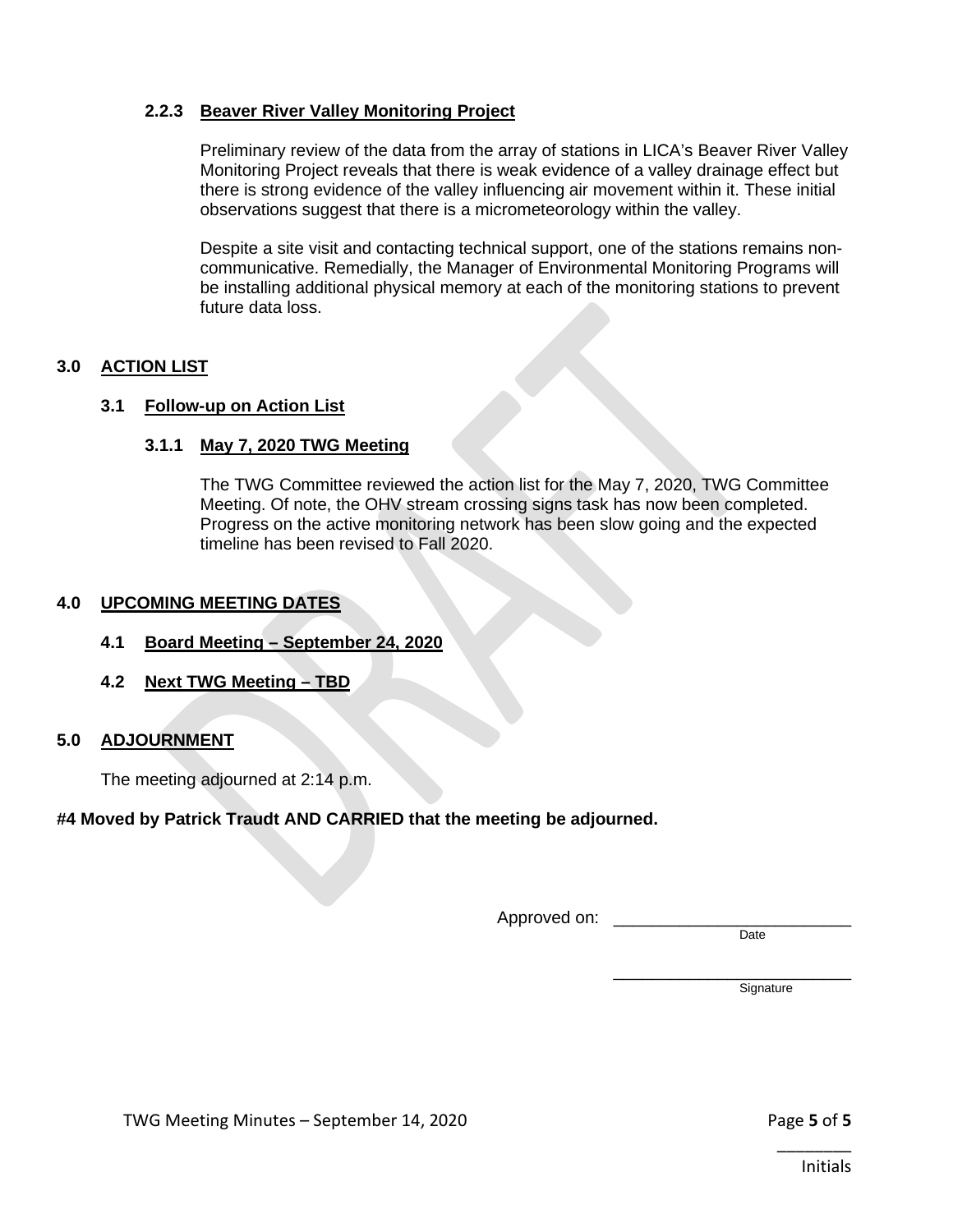#### 2.2.3 Beaver River Valley Monitoring Project

Preliminary review of the data from the array of stations in LICA's Beaver River Valley Monitoring Project reveals that there is weak evidence of a valley drainage effect but there is strong evidence of the valley influencing air movement within it. These initial observations suggest that there is a micrometeorology within the valley.

Despite a site visit and contacting technical support, one of the stations remains non-communicative. Remedially, the Manager of Environmental Monitoring Programs will be installing additional physical memory at each of the monitoring stations to prevent future data loss.

## 3.0 ACTION LIST

### 3.1 Follow-up on Action List

#### 3.1.1 May 7, 2020 TWG Meeting

The TWG Committee reviewed the action list for the May 7, 2020, TWG Committee Meeting. Of note, the OHV stream crossing signs task has now been completed. Progress on the active monitoring network has been slow going and the expected timeline has been revised to Fall 2020.

## 4.0 UPCOMING MEETING DATES

### 4.1 Board Meeting – September 24, 2020

### 4.2 Next TWG Meeting – TBD

## 5.0 ADJOURNMENT

The meeting adjourned at 2:14 p.m.

**#4 Moved by Patrick Traudt AND CARRIED that the meeting be adjourned.**

Approved on: ____________________________
Date

____________________________
Signature

________
Initials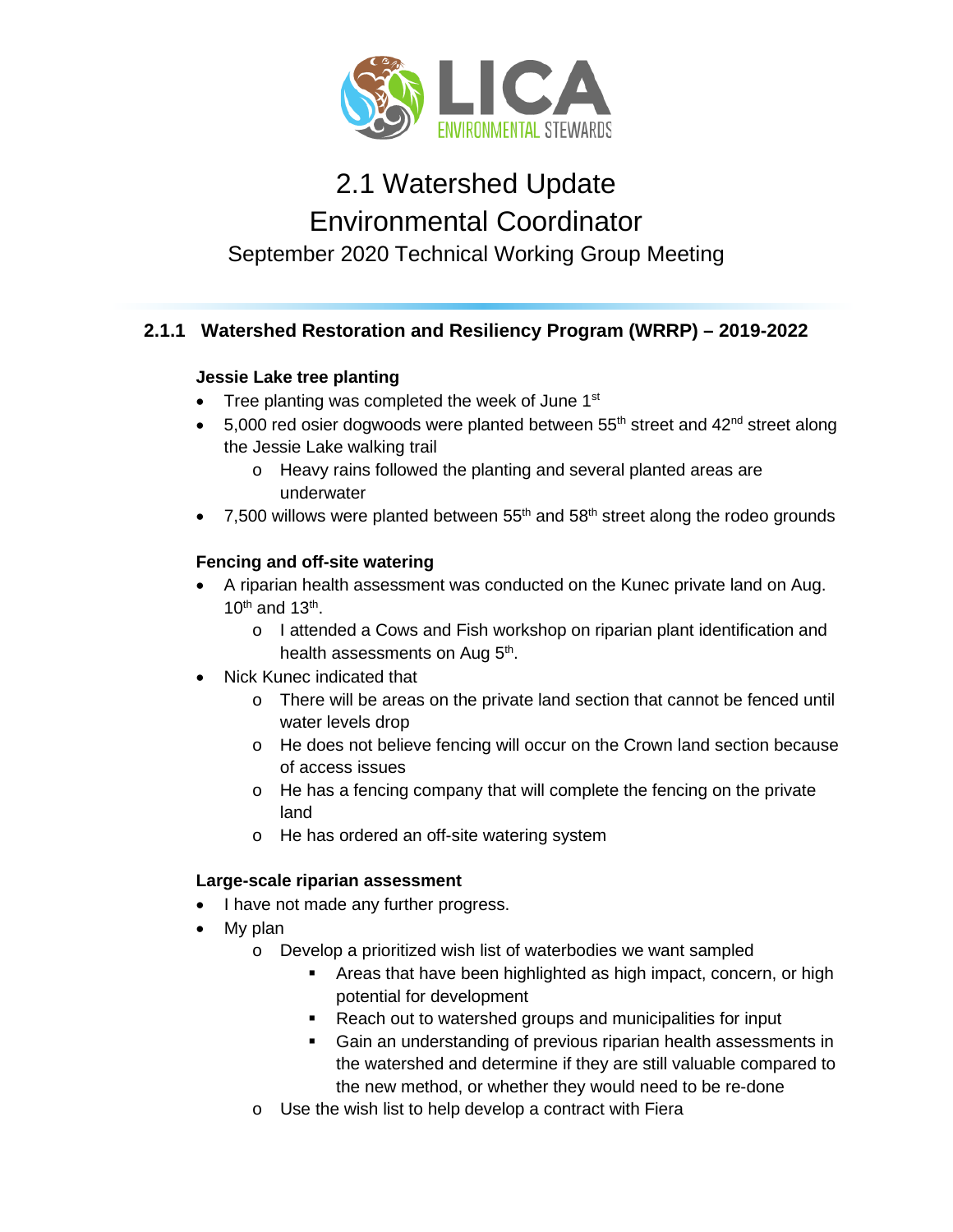# 2.1 Watershed Update
# Environmental Coordinator
## September 2020 Technical Working Group Meeting

### 2.1.1 Watershed Restoration and Resiliency Program (WRRP) – 2019-2022

**Jessie Lake tree planting**

- Tree planting was completed the week of June 1st
- 5,000 red osier dogwoods were planted between 55th street and 42nd street along the Jessie Lake walking trail
  - Heavy rains followed the planting and several planted areas are underwater
- 7,500 willows were planted between 55th and 58th street along the rodeo grounds

**Fencing and off-site watering**

- A riparian health assessment was conducted on the Kunec private land on Aug. 10th and 13th.
  - I attended a Cows and Fish workshop on riparian plant identification and health assessments on Aug 5th.
- Nick Kunec indicated that
  - There will be areas on the private land section that cannot be fenced until water levels drop
  - He does not believe fencing will occur on the Crown land section because of access issues
  - He has a fencing company that will complete the fencing on the private land
  - He has ordered an off-site watering system

**Large-scale riparian assessment**

- I have not made any further progress.
- My plan
  - Develop a prioritized wish list of waterbodies we want sampled
    - Areas that have been highlighted as high impact, concern, or high potential for development
    - Reach out to watershed groups and municipalities for input
    - Gain an understanding of previous riparian health assessments in the watershed and determine if they are still valuable compared to the new method, or whether they would need to be re-done
  - Use the wish list to help develop a contract with Fiera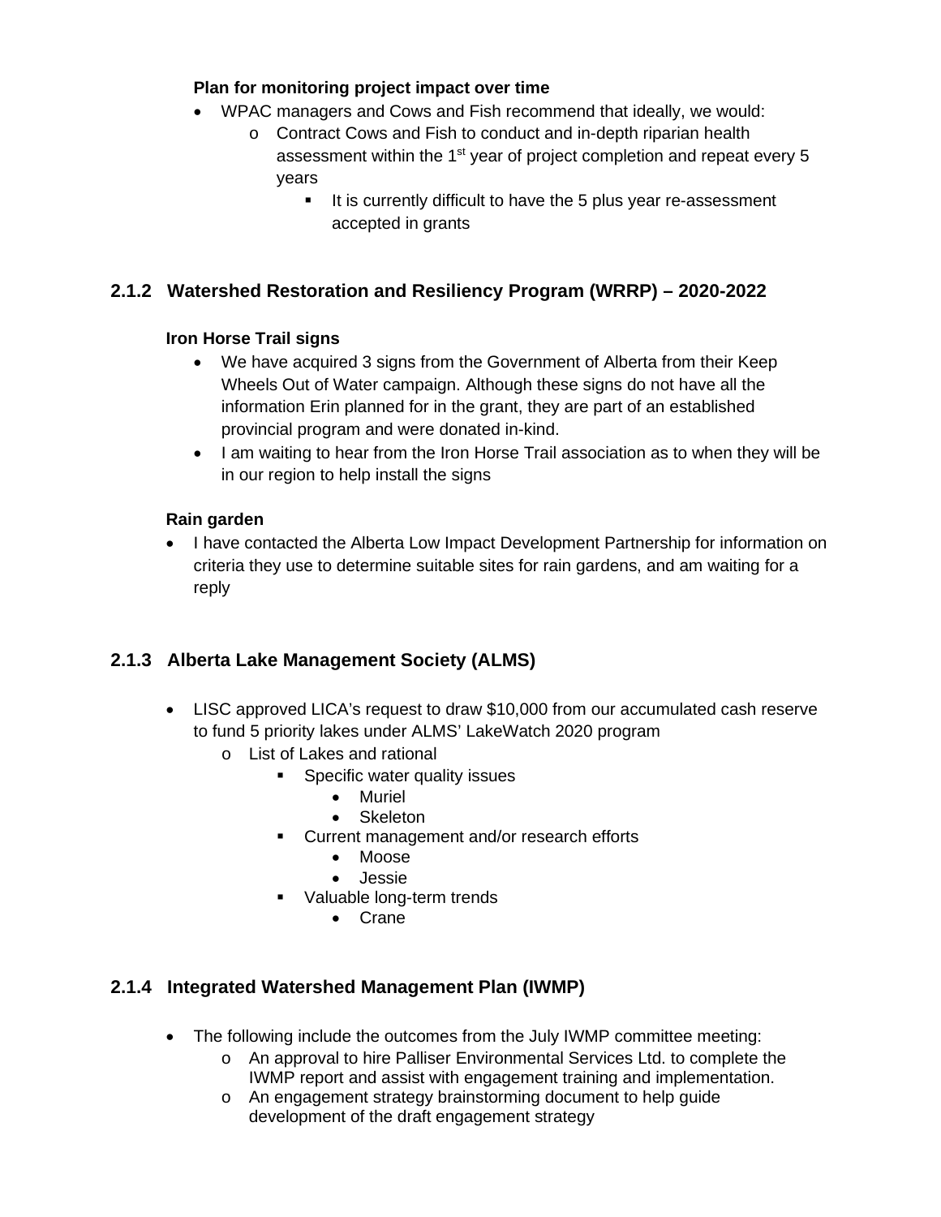**Plan for monitoring project impact over time**

- WPAC managers and Cows and Fish recommend that ideally, we would:
    - Contract Cows and Fish to conduct and in-depth riparian health assessment within the 1st year of project completion and repeat every 5 years
        - It is currently difficult to have the 5 plus year re-assessment accepted in grants

### 2.1.2 Watershed Restoration and Resiliency Program (WRRP) – 2020-2022

**Iron Horse Trail signs**

- We have acquired 3 signs from the Government of Alberta from their Keep Wheels Out of Water campaign. Although these signs do not have all the information Erin planned for in the grant, they are part of an established provincial program and were donated in-kind.
- I am waiting to hear from the Iron Horse Trail association as to when they will be in our region to help install the signs

**Rain garden**

- I have contacted the Alberta Low Impact Development Partnership for information on criteria they use to determine suitable sites for rain gardens, and am waiting for a reply

### 2.1.3 Alberta Lake Management Society (ALMS)

- LISC approved LICA's request to draw $10,000 from our accumulated cash reserve to fund 5 priority lakes under ALMS' LakeWatch 2020 program
    - List of Lakes and rational
        - Specific water quality issues
            - Muriel
            - Skeleton
        - Current management and/or research efforts
            - Moose
            - Jessie
        - Valuable long-term trends
            - Crane

### 2.1.4 Integrated Watershed Management Plan (IWMP)

- The following include the outcomes from the July IWMP committee meeting:
    - An approval to hire Palliser Environmental Services Ltd. to complete the IWMP report and assist with engagement training and implementation.
    - An engagement strategy brainstorming document to help guide development of the draft engagement strategy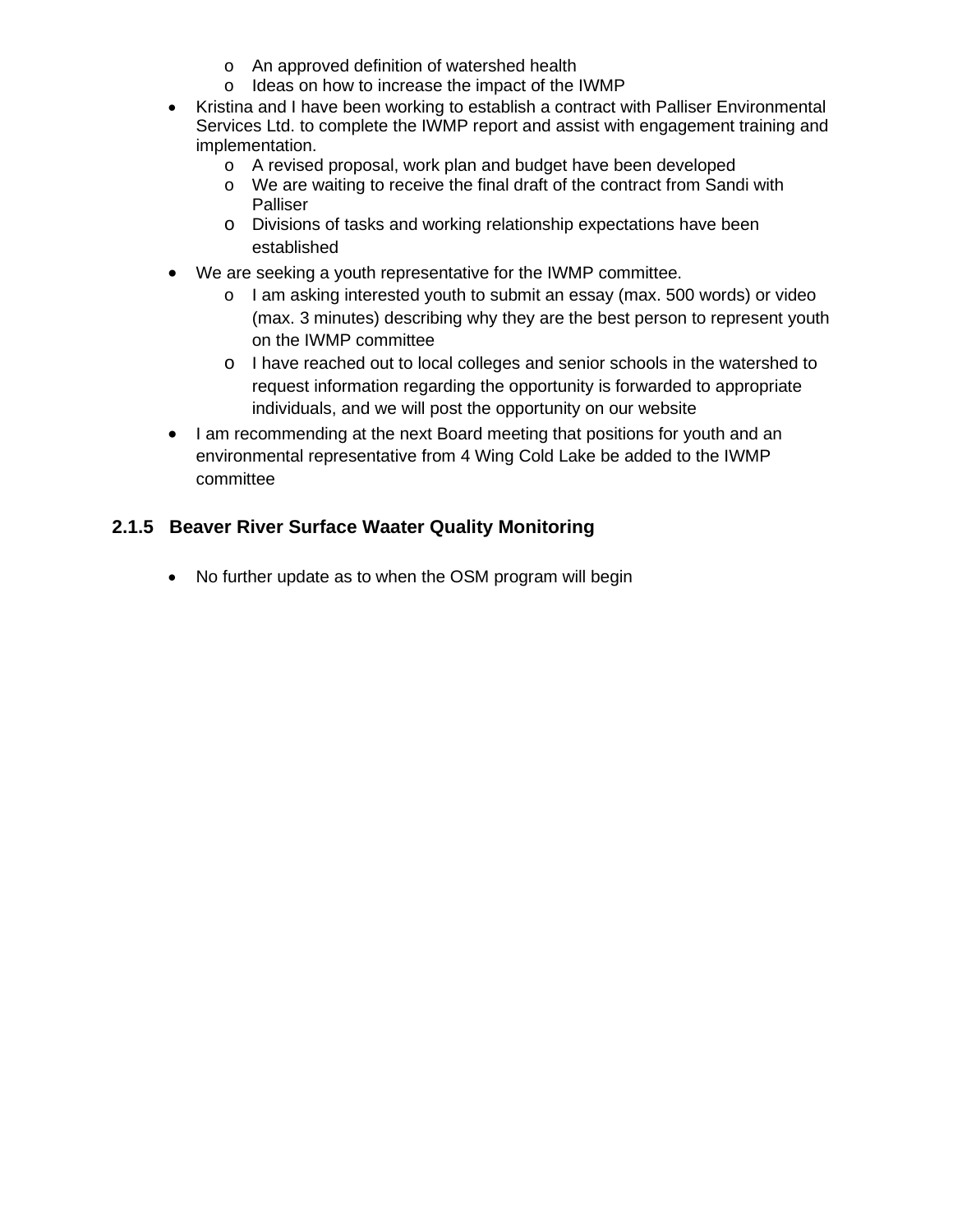- An approved definition of watershed health
  - Ideas on how to increase the impact of the IWMP
- Kristina and I have been working to establish a contract with Palliser Environmental Services Ltd. to complete the IWMP report and assist with engagement training and implementation.
  - A revised proposal, work plan and budget have been developed
  - We are waiting to receive the final draft of the contract from Sandi with Palliser
  - Divisions of tasks and working relationship expectations have been established
- We are seeking a youth representative for the IWMP committee.
  - I am asking interested youth to submit an essay (max. 500 words) or video (max. 3 minutes) describing why they are the best person to represent youth on the IWMP committee
  - I have reached out to local colleges and senior schools in the watershed to request information regarding the opportunity is forwarded to appropriate individuals, and we will post the opportunity on our website
- I am recommending at the next Board meeting that positions for youth and an environmental representative from 4 Wing Cold Lake be added to the IWMP committee

#### 2.1.5 Beaver River Surface Waater Quality Monitoring

- No further update as to when the OSM program will begin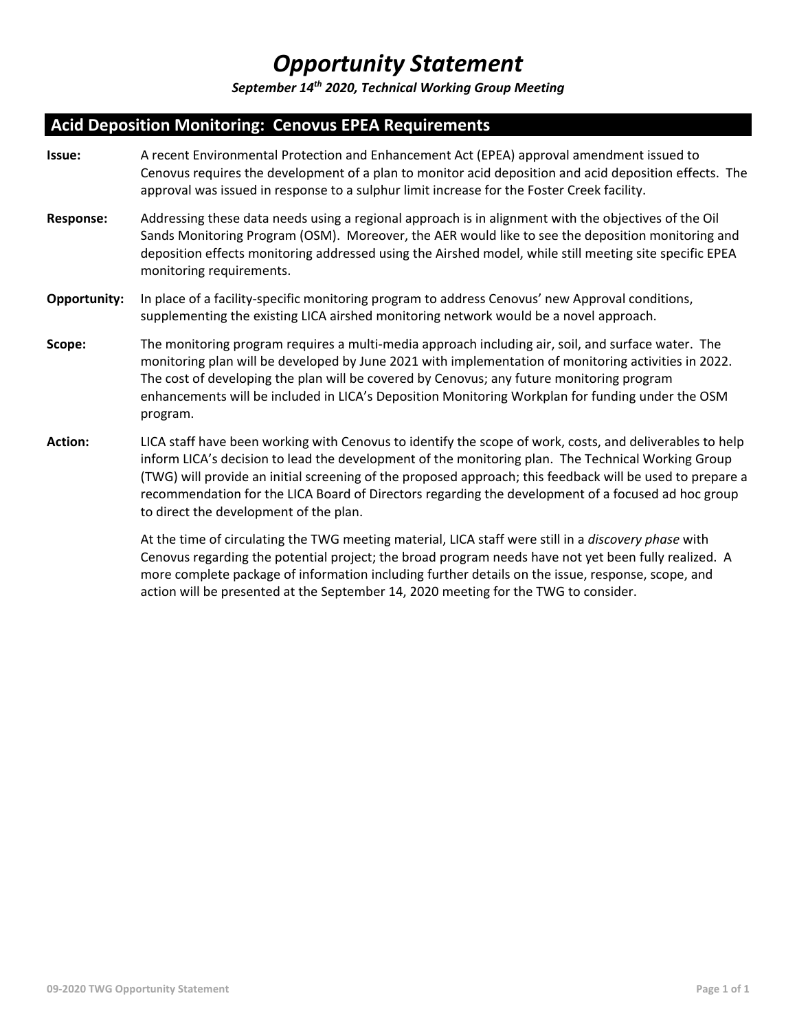# *Opportunity Statement*

***September 14th 2020, Technical Working Group Meeting***

## Acid Deposition Monitoring: Cenovus EPEA Requirements

**Issue:** A recent Environmental Protection and Enhancement Act (EPEA) approval amendment issued to Cenovus requires the development of a plan to monitor acid deposition and acid deposition effects. The approval was issued in response to a sulphur limit increase for the Foster Creek facility.

**Response:** Addressing these data needs using a regional approach is in alignment with the objectives of the Oil Sands Monitoring Program (OSM). Moreover, the AER would like to see the deposition monitoring and deposition effects monitoring addressed using the Airshed model, while still meeting site specific EPEA monitoring requirements.

**Opportunity:** In place of a facility-specific monitoring program to address Cenovus' new Approval conditions, supplementing the existing LICA airshed monitoring network would be a novel approach.

**Scope:** The monitoring program requires a multi-media approach including air, soil, and surface water. The monitoring plan will be developed by June 2021 with implementation of monitoring activities in 2022. The cost of developing the plan will be covered by Cenovus; any future monitoring program enhancements will be included in LICA's Deposition Monitoring Workplan for funding under the OSM program.

**Action:** LICA staff have been working with Cenovus to identify the scope of work, costs, and deliverables to help inform LICA's decision to lead the development of the monitoring plan. The Technical Working Group (TWG) will provide an initial screening of the proposed approach; this feedback will be used to prepare a recommendation for the LICA Board of Directors regarding the development of a focused ad hoc group to direct the development of the plan.

At the time of circulating the TWG meeting material, LICA staff were still in a *discovery phase* with Cenovus regarding the potential project; the broad program needs have not yet been fully realized. A more complete package of information including further details on the issue, response, scope, and action will be presented at the September 14, 2020 meeting for the TWG to consider.